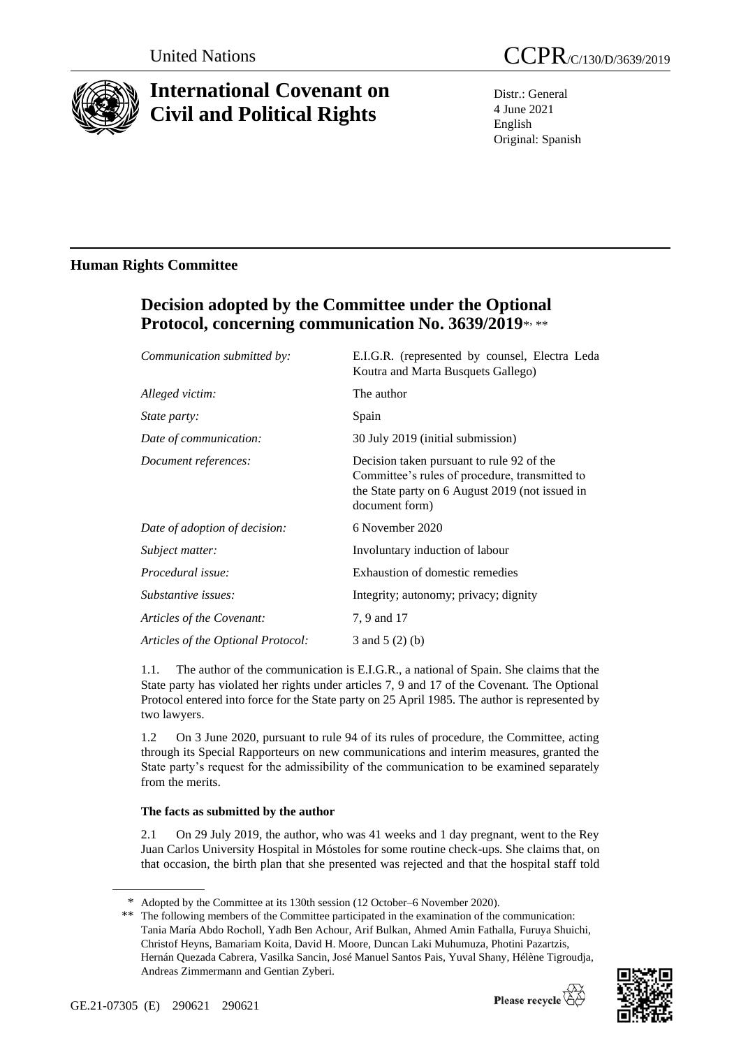United Nations

CCPR/C/130/D/3639/2019

# International Covenant on Civil and Political Rights

Distr.: General
4 June 2021
English
Original: Spanish

## Human Rights Committee

## Decision adopted by the Committee under the Optional Protocol, concerning communication No. 3639/2019*, **

| | |
|---|---|
| *Communication submitted by:* | E.I.G.R. (represented by counsel, Electra Leda Koutra and Marta Busquets Gallego) |
| *Alleged victim:* | The author |
| *State party:* | Spain |
| *Date of communication:* | 30 July 2019 (initial submission) |
| *Document references:* | Decision taken pursuant to rule 92 of the Committee's rules of procedure, transmitted to the State party on 6 August 2019 (not issued in document form) |
| *Date of adoption of decision:* | 6 November 2020 |
| *Subject matter:* | Involuntary induction of labour |
| *Procedural issue:* | Exhaustion of domestic remedies |
| *Substantive issues:* | Integrity; autonomy; privacy; dignity |
| *Articles of the Covenant:* | 7, 9 and 17 |
| *Articles of the Optional Protocol:* | 3 and 5 (2) (b) |

1.1. The author of the communication is E.I.G.R., a national of Spain. She claims that the State party has violated her rights under articles 7, 9 and 17 of the Covenant. The Optional Protocol entered into force for the State party on 25 April 1985. The author is represented by two lawyers.

1.2 On 3 June 2020, pursuant to rule 94 of its rules of procedure, the Committee, acting through its Special Rapporteurs on new communications and interim measures, granted the State party's request for the admissibility of the communication to be examined separately from the merits.

### The facts as submitted by the author

2.1 On 29 July 2019, the author, who was 41 weeks and 1 day pregnant, went to the Rey Juan Carlos University Hospital in Móstoles for some routine check-ups. She claims that, on that occasion, the birth plan that she presented was rejected and that the hospital staff told

\* Adopted by the Committee at its 130th session (12 October–6 November 2020).

\*\* The following members of the Committee participated in the examination of the communication: Tania María Abdo Rocholl, Yadh Ben Achour, Arif Bulkan, Ahmed Amin Fathalla, Furuya Shuichi, Christof Heyns, Bamariam Koita, David H. Moore, Duncan Laki Muhumuza, Photini Pazartzis, Hernán Quezada Cabrera, Vasilka Sancin, José Manuel Santos Pais, Yuval Shany, Hélène Tigroudja, Andreas Zimmermann and Gentian Zyberi.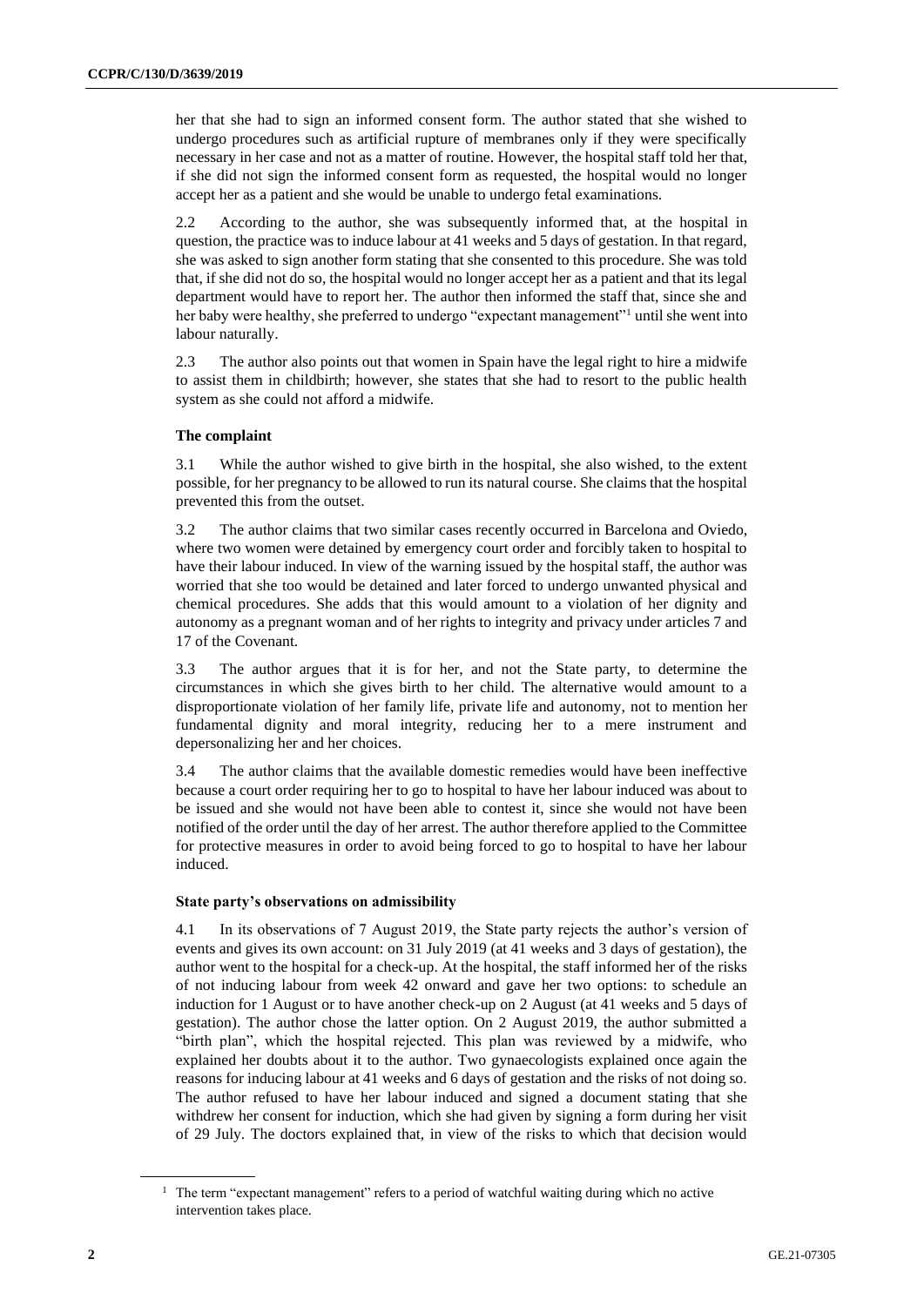her that she had to sign an informed consent form. The author stated that she wished to undergo procedures such as artificial rupture of membranes only if they were specifically necessary in her case and not as a matter of routine. However, the hospital staff told her that, if she did not sign the informed consent form as requested, the hospital would no longer accept her as a patient and she would be unable to undergo fetal examinations.

2.2 According to the author, she was subsequently informed that, at the hospital in question, the practice was to induce labour at 41 weeks and 5 days of gestation. In that regard, she was asked to sign another form stating that she consented to this procedure. She was told that, if she did not do so, the hospital would no longer accept her as a patient and that its legal department would have to report her. The author then informed the staff that, since she and her baby were healthy, she preferred to undergo "expectant management"[1] until she went into labour naturally.

2.3 The author also points out that women in Spain have the legal right to hire a midwife to assist them in childbirth; however, she states that she had to resort to the public health system as she could not afford a midwife.

### The complaint

3.1 While the author wished to give birth in the hospital, she also wished, to the extent possible, for her pregnancy to be allowed to run its natural course. She claims that the hospital prevented this from the outset.

3.2 The author claims that two similar cases recently occurred in Barcelona and Oviedo, where two women were detained by emergency court order and forcibly taken to hospital to have their labour induced. In view of the warning issued by the hospital staff, the author was worried that she too would be detained and later forced to undergo unwanted physical and chemical procedures. She adds that this would amount to a violation of her dignity and autonomy as a pregnant woman and of her rights to integrity and privacy under articles 7 and 17 of the Covenant.

3.3 The author argues that it is for her, and not the State party, to determine the circumstances in which she gives birth to her child. The alternative would amount to a disproportionate violation of her family life, private life and autonomy, not to mention her fundamental dignity and moral integrity, reducing her to a mere instrument and depersonalizing her and her choices.

3.4 The author claims that the available domestic remedies would have been ineffective because a court order requiring her to go to hospital to have her labour induced was about to be issued and she would not have been able to contest it, since she would not have been notified of the order until the day of her arrest. The author therefore applied to the Committee for protective measures in order to avoid being forced to go to hospital to have her labour induced.

### State party's observations on admissibility

4.1 In its observations of 7 August 2019, the State party rejects the author's version of events and gives its own account: on 31 July 2019 (at 41 weeks and 3 days of gestation), the author went to the hospital for a check-up. At the hospital, the staff informed her of the risks of not inducing labour from week 42 onward and gave her two options: to schedule an induction for 1 August or to have another check-up on 2 August (at 41 weeks and 5 days of gestation). The author chose the latter option. On 2 August 2019, the author submitted a "birth plan", which the hospital rejected. This plan was reviewed by a midwife, who explained her doubts about it to the author. Two gynaecologists explained once again the reasons for inducing labour at 41 weeks and 6 days of gestation and the risks of not doing so. The author refused to have her labour induced and signed a document stating that she withdrew her consent for induction, which she had given by signing a form during her visit of 29 July. The doctors explained that, in view of the risks to which that decision would

[1] The term "expectant management" refers to a period of watchful waiting during which no active intervention takes place.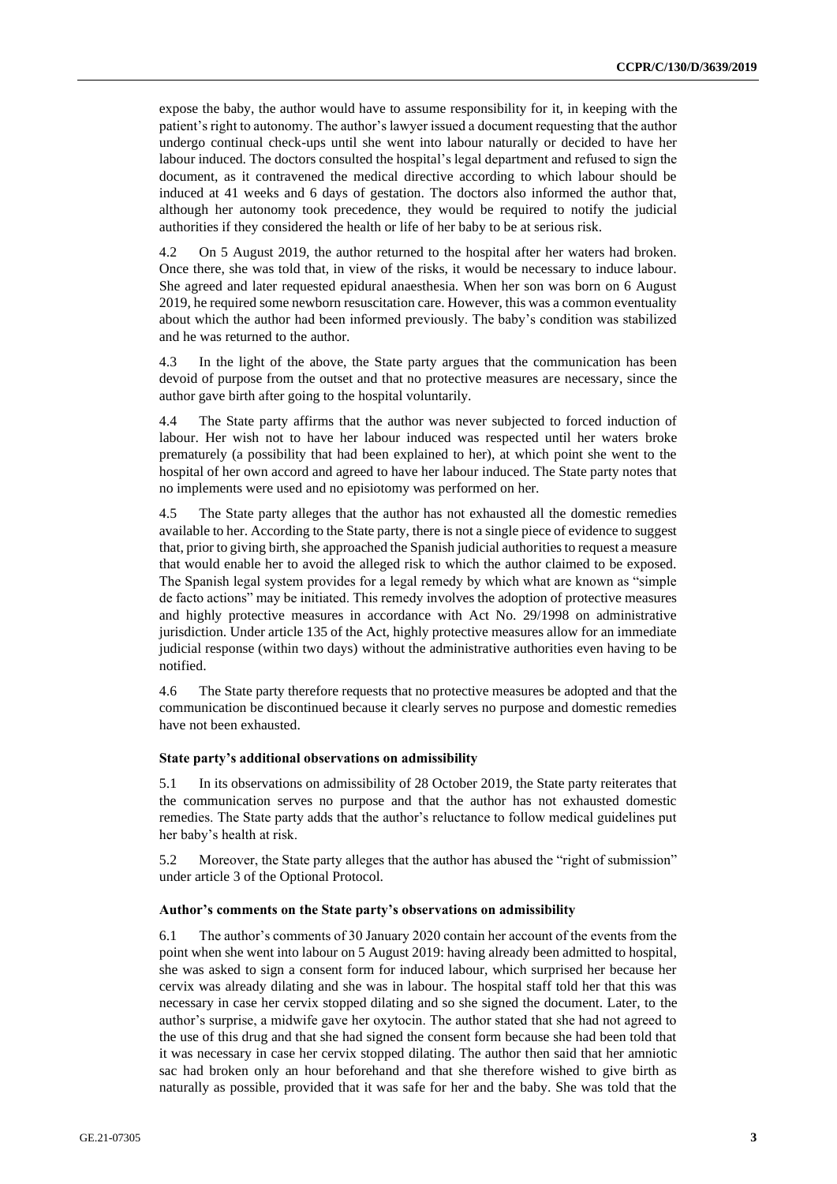expose the baby, the author would have to assume responsibility for it, in keeping with the patient's right to autonomy. The author's lawyer issued a document requesting that the author undergo continual check-ups until she went into labour naturally or decided to have her labour induced. The doctors consulted the hospital's legal department and refused to sign the document, as it contravened the medical directive according to which labour should be induced at 41 weeks and 6 days of gestation. The doctors also informed the author that, although her autonomy took precedence, they would be required to notify the judicial authorities if they considered the health or life of her baby to be at serious risk.

4.2 On 5 August 2019, the author returned to the hospital after her waters had broken. Once there, she was told that, in view of the risks, it would be necessary to induce labour. She agreed and later requested epidural anaesthesia. When her son was born on 6 August 2019, he required some newborn resuscitation care. However, this was a common eventuality about which the author had been informed previously. The baby's condition was stabilized and he was returned to the author.

4.3 In the light of the above, the State party argues that the communication has been devoid of purpose from the outset and that no protective measures are necessary, since the author gave birth after going to the hospital voluntarily.

4.4 The State party affirms that the author was never subjected to forced induction of labour. Her wish not to have her labour induced was respected until her waters broke prematurely (a possibility that had been explained to her), at which point she went to the hospital of her own accord and agreed to have her labour induced. The State party notes that no implements were used and no episiotomy was performed on her.

4.5 The State party alleges that the author has not exhausted all the domestic remedies available to her. According to the State party, there is not a single piece of evidence to suggest that, prior to giving birth, she approached the Spanish judicial authorities to request a measure that would enable her to avoid the alleged risk to which the author claimed to be exposed. The Spanish legal system provides for a legal remedy by which what are known as "simple de facto actions" may be initiated. This remedy involves the adoption of protective measures and highly protective measures in accordance with Act No. 29/1998 on administrative jurisdiction. Under article 135 of the Act, highly protective measures allow for an immediate judicial response (within two days) without the administrative authorities even having to be notified.

4.6 The State party therefore requests that no protective measures be adopted and that the communication be discontinued because it clearly serves no purpose and domestic remedies have not been exhausted.

### State party's additional observations on admissibility

5.1 In its observations on admissibility of 28 October 2019, the State party reiterates that the communication serves no purpose and that the author has not exhausted domestic remedies. The State party adds that the author's reluctance to follow medical guidelines put her baby's health at risk.

5.2 Moreover, the State party alleges that the author has abused the "right of submission" under article 3 of the Optional Protocol.

### Author's comments on the State party's observations on admissibility

6.1 The author's comments of 30 January 2020 contain her account of the events from the point when she went into labour on 5 August 2019: having already been admitted to hospital, she was asked to sign a consent form for induced labour, which surprised her because her cervix was already dilating and she was in labour. The hospital staff told her that this was necessary in case her cervix stopped dilating and so she signed the document. Later, to the author's surprise, a midwife gave her oxytocin. The author stated that she had not agreed to the use of this drug and that she had signed the consent form because she had been told that it was necessary in case her cervix stopped dilating. The author then said that her amniotic sac had broken only an hour beforehand and that she therefore wished to give birth as naturally as possible, provided that it was safe for her and the baby. She was told that the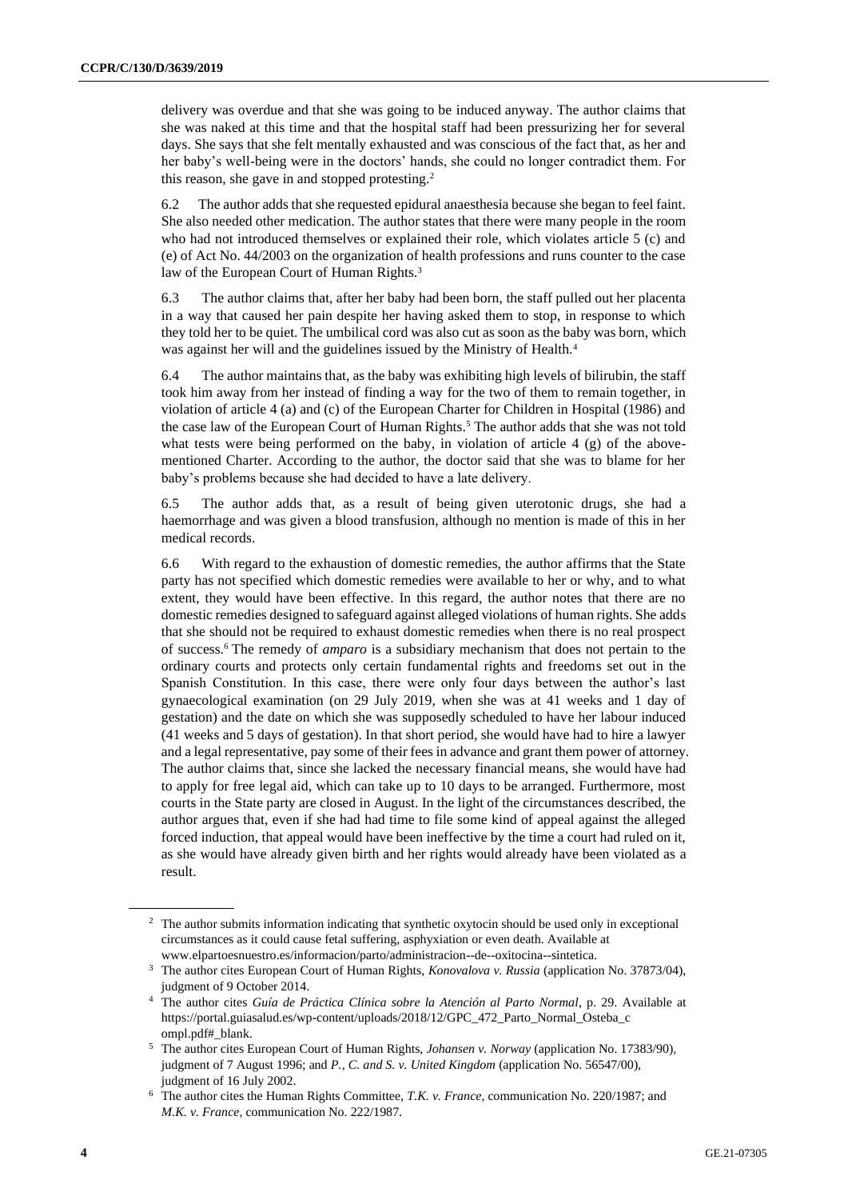delivery was overdue and that she was going to be induced anyway. The author claims that she was naked at this time and that the hospital staff had been pressurizing her for several days. She says that she felt mentally exhausted and was conscious of the fact that, as her and her baby's well-being were in the doctors' hands, she could no longer contradict them. For this reason, she gave in and stopped protesting.[2]

6.2 The author adds that she requested epidural anaesthesia because she began to feel faint. She also needed other medication. The author states that there were many people in the room who had not introduced themselves or explained their role, which violates article 5 (c) and (e) of Act No. 44/2003 on the organization of health professions and runs counter to the case law of the European Court of Human Rights.[3]

6.3 The author claims that, after her baby had been born, the staff pulled out her placenta in a way that caused her pain despite her having asked them to stop, in response to which they told her to be quiet. The umbilical cord was also cut as soon as the baby was born, which was against her will and the guidelines issued by the Ministry of Health.[4]

6.4 The author maintains that, as the baby was exhibiting high levels of bilirubin, the staff took him away from her instead of finding a way for the two of them to remain together, in violation of article 4 (a) and (c) of the European Charter for Children in Hospital (1986) and the case law of the European Court of Human Rights.[5] The author adds that she was not told what tests were being performed on the baby, in violation of article 4 (g) of the above-mentioned Charter. According to the author, the doctor said that she was to blame for her baby's problems because she had decided to have a late delivery.

6.5 The author adds that, as a result of being given uterotonic drugs, she had a haemorrhage and was given a blood transfusion, although no mention is made of this in her medical records.

6.6 With regard to the exhaustion of domestic remedies, the author affirms that the State party has not specified which domestic remedies were available to her or why, and to what extent, they would have been effective. In this regard, the author notes that there are no domestic remedies designed to safeguard against alleged violations of human rights. She adds that she should not be required to exhaust domestic remedies when there is no real prospect of success.[6] The remedy of *amparo* is a subsidiary mechanism that does not pertain to the ordinary courts and protects only certain fundamental rights and freedoms set out in the Spanish Constitution. In this case, there were only four days between the author's last gynaecological examination (on 29 July 2019, when she was at 41 weeks and 1 day of gestation) and the date on which she was supposedly scheduled to have her labour induced (41 weeks and 5 days of gestation). In that short period, she would have had to hire a lawyer and a legal representative, pay some of their fees in advance and grant them power of attorney. The author claims that, since she lacked the necessary financial means, she would have had to apply for free legal aid, which can take up to 10 days to be arranged. Furthermore, most courts in the State party are closed in August. In the light of the circumstances described, the author argues that, even if she had had time to file some kind of appeal against the alleged forced induction, that appeal would have been ineffective by the time a court had ruled on it, as she would have already given birth and her rights would already have been violated as a result.

---

[2] The author submits information indicating that synthetic oxytocin should be used only in exceptional circumstances as it could cause fetal suffering, asphyxiation or even death. Available at www.elpartoesnuestro.es/informacion/parto/administracion--de--oxitocina--sintetica.

[3] The author cites European Court of Human Rights, *Konovalova v. Russia* (application No. 37873/04), judgment of 9 October 2014.

[4] The author cites *Guía de Práctica Clínica sobre la Atención al Parto Normal*, p. 29. Available at https://portal.guiasalud.es/wp-content/uploads/2018/12/GPC_472_Parto_Normal_Osteba_compl.pdf#_blank.

[5] The author cites European Court of Human Rights, *Johansen v. Norway* (application No. 17383/90), judgment of 7 August 1996; and *P., C. and S. v. United Kingdom* (application No. 56547/00), judgment of 16 July 2002.

[6] The author cites the Human Rights Committee, *T.K. v. France*, communication No. 220/1987; and *M.K. v. France*, communication No. 222/1987.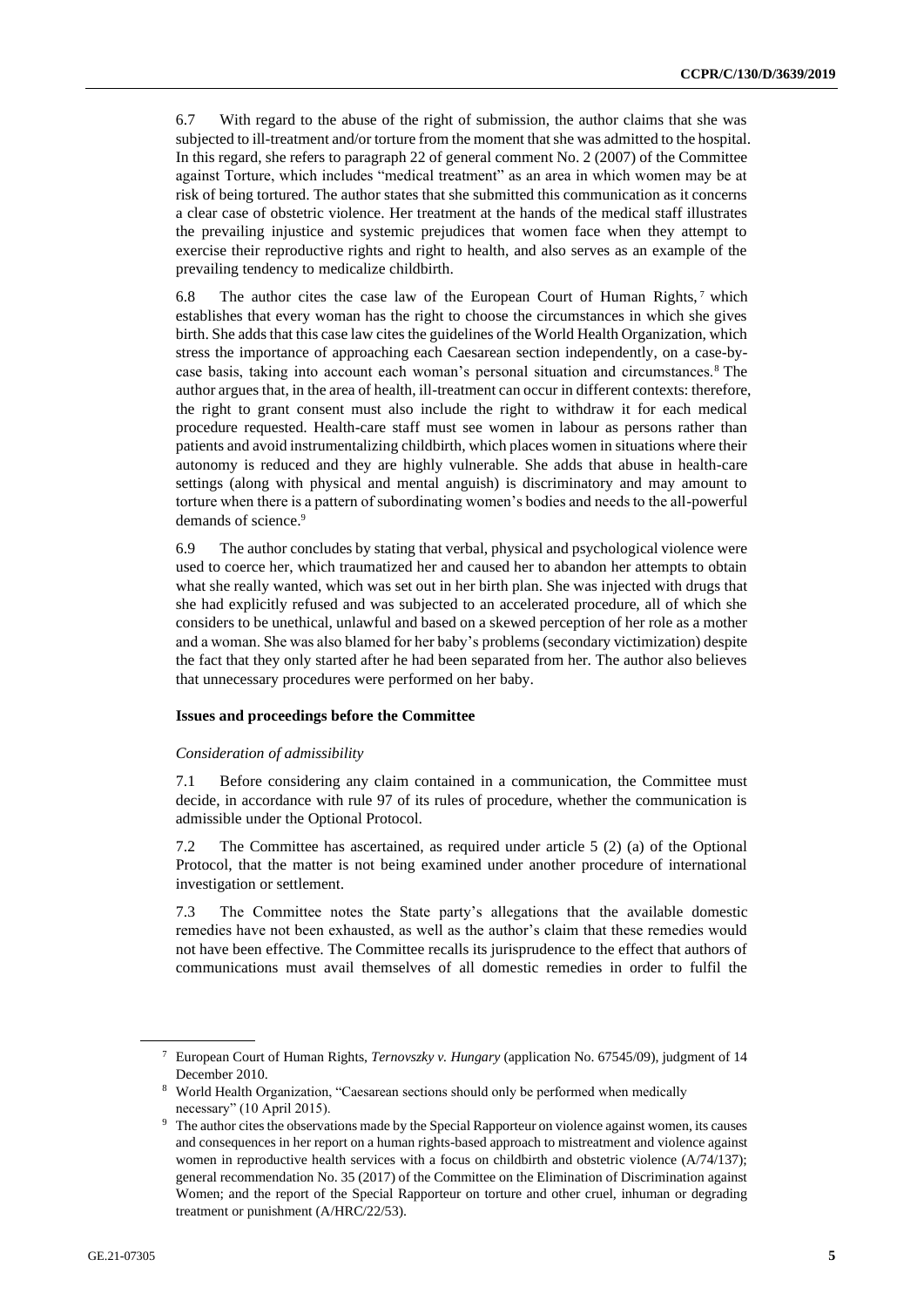6.7 With regard to the abuse of the right of submission, the author claims that she was subjected to ill-treatment and/or torture from the moment that she was admitted to the hospital. In this regard, she refers to paragraph 22 of general comment No. 2 (2007) of the Committee against Torture, which includes "medical treatment" as an area in which women may be at risk of being tortured. The author states that she submitted this communication as it concerns a clear case of obstetric violence. Her treatment at the hands of the medical staff illustrates the prevailing injustice and systemic prejudices that women face when they attempt to exercise their reproductive rights and right to health, and also serves as an example of the prevailing tendency to medicalize childbirth.

6.8 The author cites the case law of the European Court of Human Rights,[7] which establishes that every woman has the right to choose the circumstances in which she gives birth. She adds that this case law cites the guidelines of the World Health Organization, which stress the importance of approaching each Caesarean section independently, on a case-by-case basis, taking into account each woman's personal situation and circumstances.[8] The author argues that, in the area of health, ill-treatment can occur in different contexts: therefore, the right to grant consent must also include the right to withdraw it for each medical procedure requested. Health-care staff must see women in labour as persons rather than patients and avoid instrumentalizing childbirth, which places women in situations where their autonomy is reduced and they are highly vulnerable. She adds that abuse in health-care settings (along with physical and mental anguish) is discriminatory and may amount to torture when there is a pattern of subordinating women's bodies and needs to the all-powerful demands of science.[9]

6.9 The author concludes by stating that verbal, physical and psychological violence were used to coerce her, which traumatized her and caused her to abandon her attempts to obtain what she really wanted, which was set out in her birth plan. She was injected with drugs that she had explicitly refused and was subjected to an accelerated procedure, all of which she considers to be unethical, unlawful and based on a skewed perception of her role as a mother and a woman. She was also blamed for her baby's problems (secondary victimization) despite the fact that they only started after he had been separated from her. The author also believes that unnecessary procedures were performed on her baby.

### Issues and proceedings before the Committee

*Consideration of admissibility*

7.1 Before considering any claim contained in a communication, the Committee must decide, in accordance with rule 97 of its rules of procedure, whether the communication is admissible under the Optional Protocol.

7.2 The Committee has ascertained, as required under article 5 (2) (a) of the Optional Protocol, that the matter is not being examined under another procedure of international investigation or settlement.

7.3 The Committee notes the State party's allegations that the available domestic remedies have not been exhausted, as well as the author's claim that these remedies would not have been effective. The Committee recalls its jurisprudence to the effect that authors of communications must avail themselves of all domestic remedies in order to fulfil the

---

[7] European Court of Human Rights, *Ternovszky v. Hungary* (application No. 67545/09), judgment of 14 December 2010.

[8] World Health Organization, "Caesarean sections should only be performed when medically necessary" (10 April 2015).

[9] The author cites the observations made by the Special Rapporteur on violence against women, its causes and consequences in her report on a human rights-based approach to mistreatment and violence against women in reproductive health services with a focus on childbirth and obstetric violence (A/74/137); general recommendation No. 35 (2017) of the Committee on the Elimination of Discrimination against Women; and the report of the Special Rapporteur on torture and other cruel, inhuman or degrading treatment or punishment (A/HRC/22/53).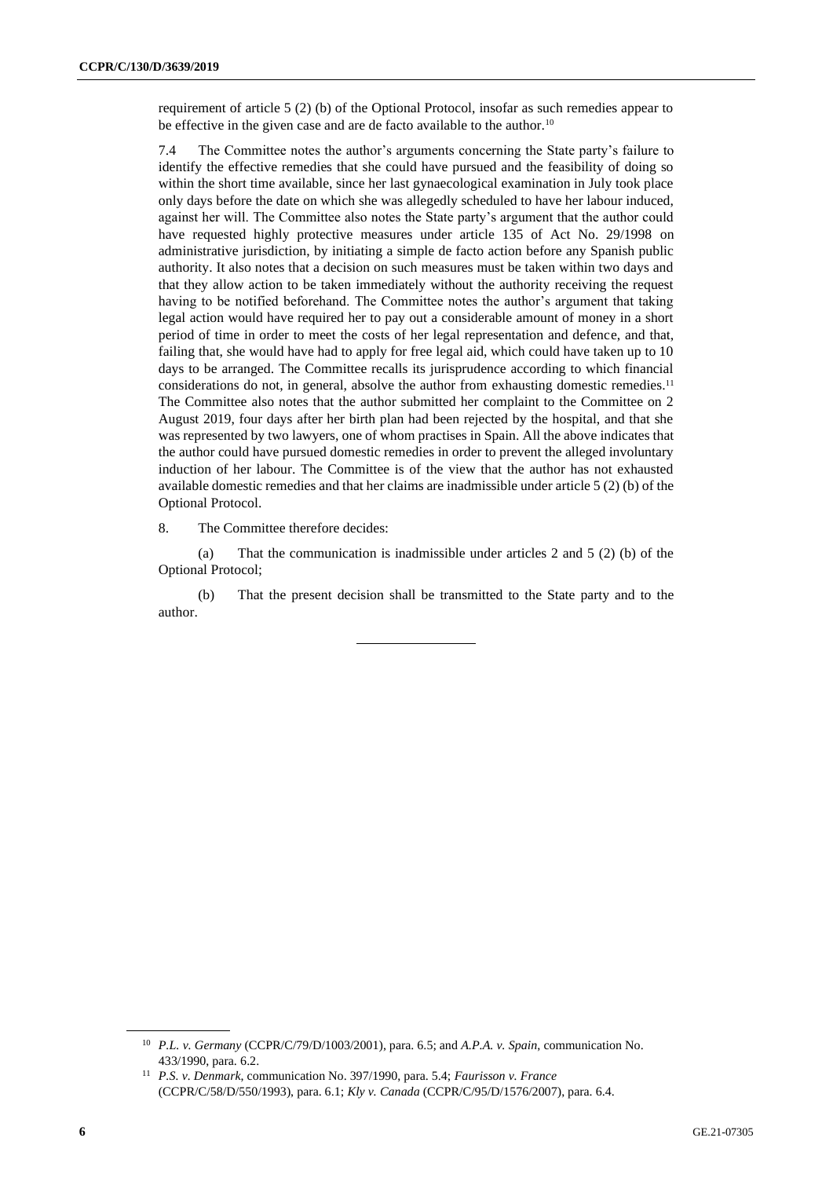requirement of article 5 (2) (b) of the Optional Protocol, insofar as such remedies appear to be effective in the given case and are de facto available to the author.[10]

7.4 The Committee notes the author's arguments concerning the State party's failure to identify the effective remedies that she could have pursued and the feasibility of doing so within the short time available, since her last gynaecological examination in July took place only days before the date on which she was allegedly scheduled to have her labour induced, against her will. The Committee also notes the State party's argument that the author could have requested highly protective measures under article 135 of Act No. 29/1998 on administrative jurisdiction, by initiating a simple de facto action before any Spanish public authority. It also notes that a decision on such measures must be taken within two days and that they allow action to be taken immediately without the authority receiving the request having to be notified beforehand. The Committee notes the author's argument that taking legal action would have required her to pay out a considerable amount of money in a short period of time in order to meet the costs of her legal representation and defence, and that, failing that, she would have had to apply for free legal aid, which could have taken up to 10 days to be arranged. The Committee recalls its jurisprudence according to which financial considerations do not, in general, absolve the author from exhausting domestic remedies.[11] The Committee also notes that the author submitted her complaint to the Committee on 2 August 2019, four days after her birth plan had been rejected by the hospital, and that she was represented by two lawyers, one of whom practises in Spain. All the above indicates that the author could have pursued domestic remedies in order to prevent the alleged involuntary induction of her labour. The Committee is of the view that the author has not exhausted available domestic remedies and that her claims are inadmissible under article 5 (2) (b) of the Optional Protocol.

8. The Committee therefore decides:

(a) That the communication is inadmissible under articles 2 and 5 (2) (b) of the Optional Protocol;

(b) That the present decision shall be transmitted to the State party and to the author.

---

[10] *P.L. v. Germany* (CCPR/C/79/D/1003/2001), para. 6.5; and *A.P.A. v. Spain*, communication No. 433/1990, para. 6.2.

[11] *P.S. v. Denmark*, communication No. 397/1990, para. 5.4; *Faurisson v. France* (CCPR/C/58/D/550/1993), para. 6.1; *Kly v. Canada* (CCPR/C/95/D/1576/2007), para. 6.4.